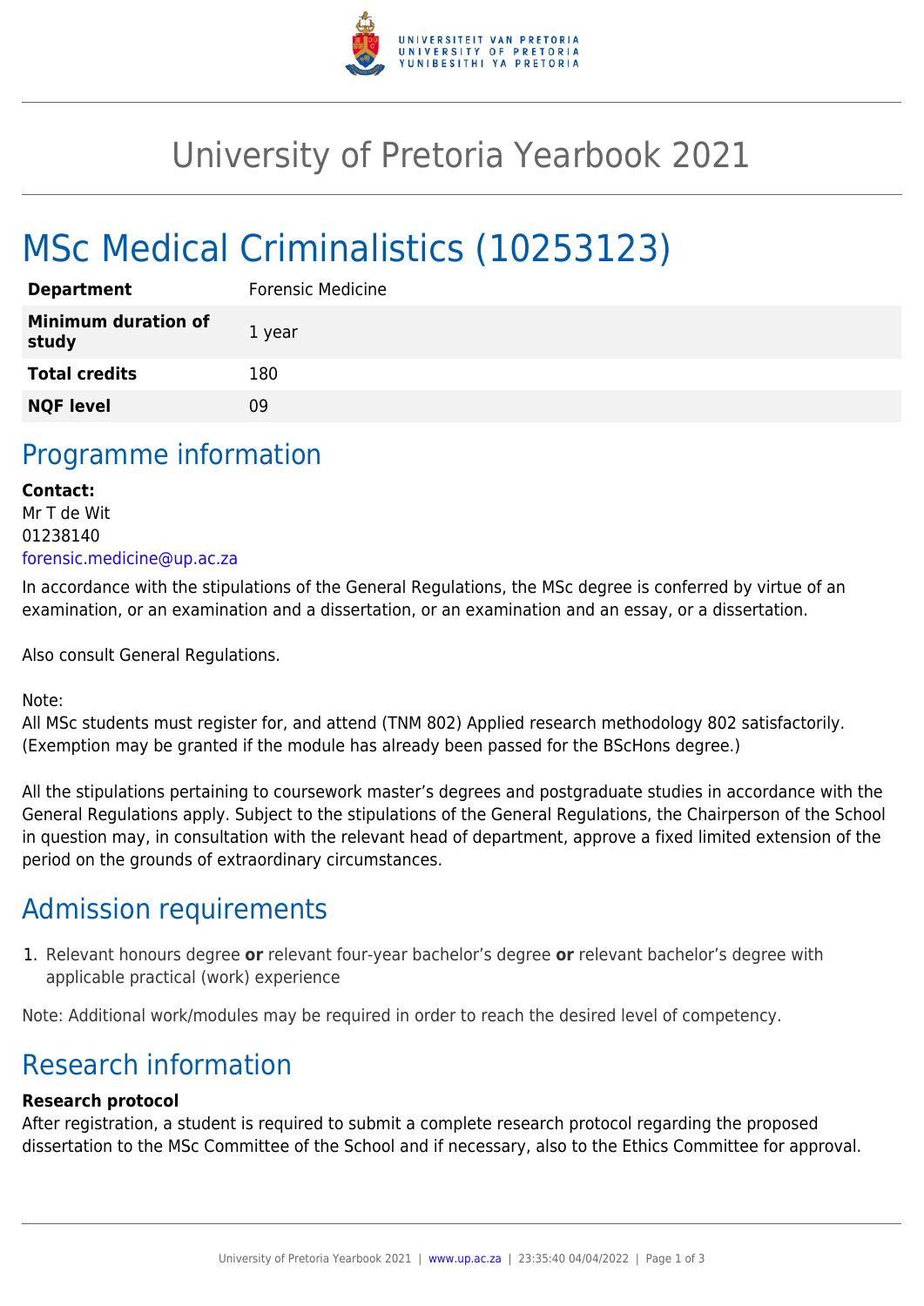# University of Pretoria Yearbook 2021

# MSc Medical Criminalistics (10253123)

| | |
|---|---|
| **Department** | Forensic Medicine |
| **Minimum duration of study** | 1 year |
| **Total credits** | 180 |
| **NQF level** | 09 |

## Programme information

**Contact:**
Mr T de Wit
01238140
forensic.medicine@up.ac.za

In accordance with the stipulations of the General Regulations, the MSc degree is conferred by virtue of an examination, or an examination and a dissertation, or an examination and an essay, or a dissertation.

Also consult General Regulations.

Note:
All MSc students must register for, and attend (TNM 802) Applied research methodology 802 satisfactorily. (Exemption may be granted if the module has already been passed for the BScHons degree.)

All the stipulations pertaining to coursework master's degrees and postgraduate studies in accordance with the General Regulations apply. Subject to the stipulations of the General Regulations, the Chairperson of the School in question may, in consultation with the relevant head of department, approve a fixed limited extension of the period on the grounds of extraordinary circumstances.

## Admission requirements

1. Relevant honours degree **or** relevant four-year bachelor's degree **or** relevant bachelor's degree with applicable practical (work) experience

Note: Additional work/modules may be required in order to reach the desired level of competency.

## Research information

**Research protocol**
After registration, a student is required to submit a complete research protocol regarding the proposed dissertation to the MSc Committee of the School and if necessary, also to the Ethics Committee for approval.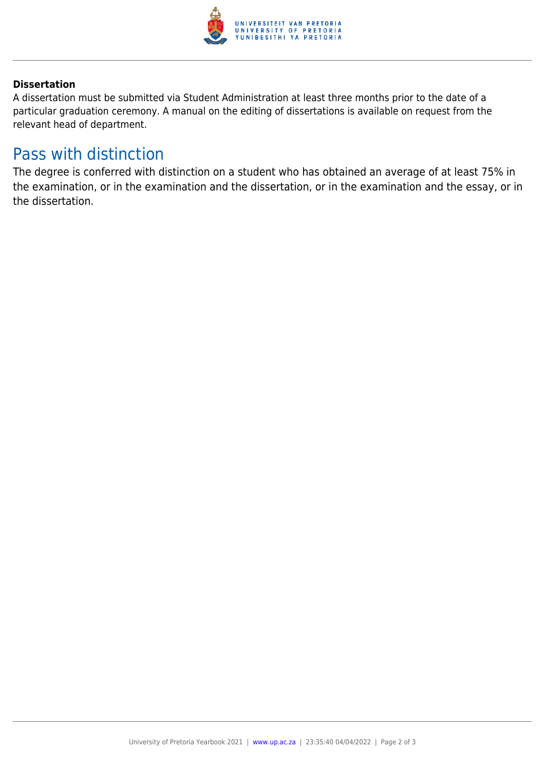**Dissertation**
A dissertation must be submitted via Student Administration at least three months prior to the date of a particular graduation ceremony. A manual on the editing of dissertations is available on request from the relevant head of department.

## Pass with distinction

The degree is conferred with distinction on a student who has obtained an average of at least 75% in the examination, or in the examination and the dissertation, or in the examination and the essay, or in the dissertation.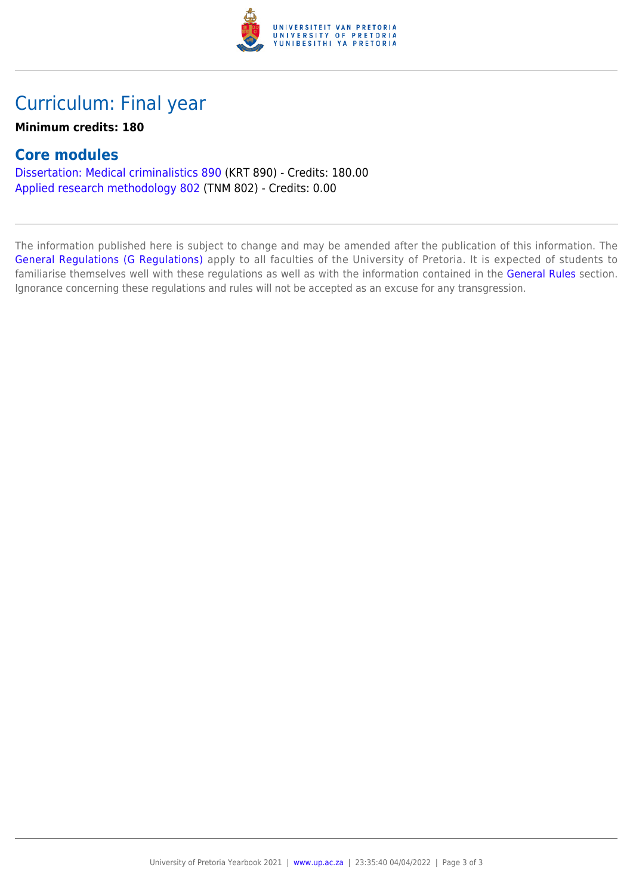# Curriculum: Final year

**Minimum credits: 180**

## Core modules

Dissertation: Medical criminalistics 890 (KRT 890) - Credits: 180.00
Applied research methodology 802 (TNM 802) - Credits: 0.00

The information published here is subject to change and may be amended after the publication of this information. The General Regulations (G Regulations) apply to all faculties of the University of Pretoria. It is expected of students to familiarise themselves well with these regulations as well as with the information contained in the General Rules section. Ignorance concerning these regulations and rules will not be accepted as an excuse for any transgression.